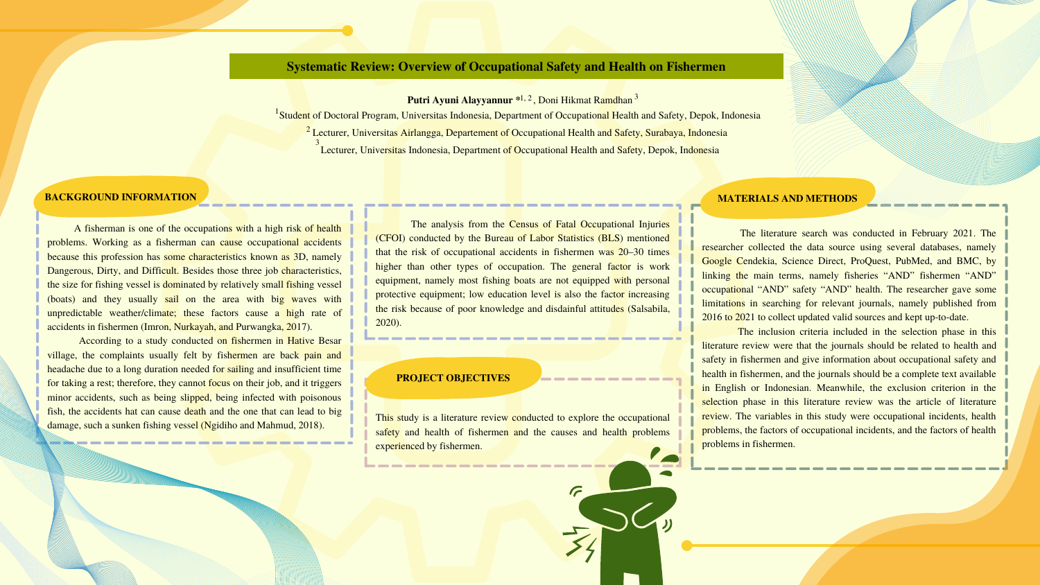# Systematic Review: Overview of Occupational Safety and Health on Fishermen

**Putri Ayuni Alayyannur** *[1,2], Doni Hikmat Ramdhan [3]

[1]Student of Doctoral Program, Universitas Indonesia, Department of Occupational Health and Safety, Depok, Indonesia

[2] Lecturer, Universitas Airlangga, Departement of Occupational Health and Safety, Surabaya, Indonesia

[3] Lecturer, Universitas Indonesia, Department of Occupational Health and Safety, Depok, Indonesia

## BACKGROUND INFORMATION

A fisherman is one of the occupations with a high risk of health problems. Working as a fisherman can cause occupational accidents because this profession has some characteristics known as 3D, namely Dangerous, Dirty, and Difficult. Besides those three job characteristics, the size for fishing vessel is dominated by relatively small fishing vessel (boats) and they usually sail on the area with big waves with unpredictable weather/climate; these factors cause a high rate of accidents in fishermen (Imron, Nurkayah, and Purwangka, 2017).

According to a study conducted on fishermen in Hative Besar village, the complaints usually felt by fishermen are back pain and headache due to a long duration needed for sailing and insufficient time for taking a rest; therefore, they cannot focus on their job, and it triggers minor accidents, such as being slipped, being infected with poisonous fish, the accidents hat can cause death and the one that can lead to big damage, such a sunken fishing vessel (Ngidiho and Mahmud, 2018).

The analysis from the Census of Fatal Occupational Injuries (CFOI) conducted by the Bureau of Labor Statistics (BLS) mentioned that the risk of occupational accidents in fishermen was 20–30 times higher than other types of occupation. The general factor is work equipment, namely most fishing boats are not equipped with personal protective equipment; low education level is also the factor increasing the risk because of poor knowledge and disdainful attitudes (Salsabila, 2020).

## PROJECT OBJECTIVES

This study is a literature review conducted to explore the occupational safety and health of fishermen and the causes and health problems experienced by fishermen.

## MATERIALS AND METHODS

The literature search was conducted in February 2021. The researcher collected the data source using several databases, namely Google Cendekia, Science Direct, ProQuest, PubMed, and BMC, by linking the main terms, namely fisheries "AND" fishermen "AND" occupational "AND" safety "AND" health. The researcher gave some limitations in searching for relevant journals, namely published from 2016 to 2021 to collect updated valid sources and kept up-to-date.

The inclusion criteria included in the selection phase in this literature review were that the journals should be related to health and safety in fishermen and give information about occupational safety and health in fishermen, and the journals should be a complete text available in English or Indonesian. Meanwhile, the exclusion criterion in the selection phase in this literature review was the article of literature review. The variables in this study were occupational incidents, health problems, the factors of occupational incidents, and the factors of health problems in fishermen.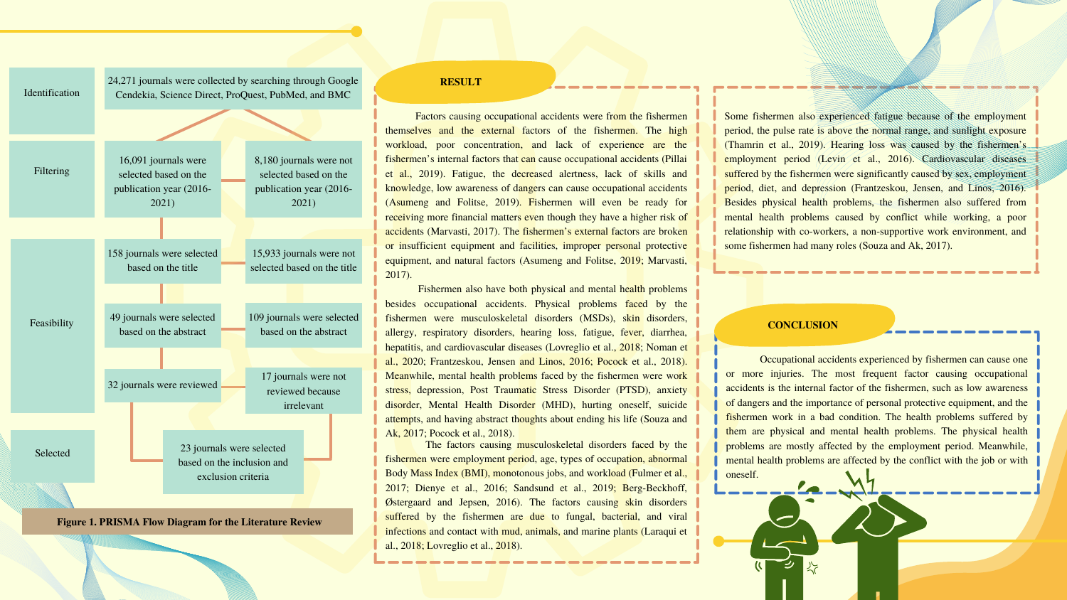Identification

24,271 journals were collected by searching through Google Cendekia, Science Direct, ProQuest, PubMed, and BMC

Filtering

16,091 journals were selected based on the publication year (2016-2021)

8,180 journals were not selected based on the publication year (2016-2021)

Feasibility

158 journals were selected based on the title

15,933 journals were not selected based on the title

49 journals were selected based on the abstract

109 journals were selected based on the abstract

32 journals were reviewed

17 journals were not reviewed because irrelevant

Selected

23 journals were selected based on the inclusion and exclusion criteria

**Figure 1. PRISMA Flow Diagram for the Literature Review**

## RESULT

Factors causing occupational accidents were from the fishermen themselves and the external factors of the fishermen. The high workload, poor concentration, and lack of experience are the fishermen's internal factors that can cause occupational accidents (Pillai et al., 2019). Fatigue, the decreased alertness, lack of skills and knowledge, low awareness of dangers can cause occupational accidents (Asumeng and Folitse, 2019). Fishermen will even be ready for receiving more financial matters even though they have a higher risk of accidents (Marvasti, 2017). The fishermen's external factors are broken or insufficient equipment and facilities, improper personal protective equipment, and natural factors (Asumeng and Folitse, 2019; Marvasti, 2017).

Fishermen also have both physical and mental health problems besides occupational accidents. Physical problems faced by the fishermen were musculoskeletal disorders (MSDs), skin disorders, allergy, respiratory disorders, hearing loss, fatigue, fever, diarrhea, hepatitis, and cardiovascular diseases (Lovreglio et al., 2018; Noman et al., 2020; Frantzeskou, Jensen and Linos, 2016; Pocock et al., 2018). Meanwhile, mental health problems faced by the fishermen were work stress, depression, Post Traumatic Stress Disorder (PTSD), anxiety disorder, Mental Health Disorder (MHD), hurting oneself, suicide attempts, and having abstract thoughts about ending his life (Souza and Ak, 2017; Pocock et al., 2018).

The factors causing musculoskeletal disorders faced by the fishermen were employment period, age, types of occupation, abnormal Body Mass Index (BMI), monotonous jobs, and workload (Fulmer et al., 2017; Dienye et al., 2016; Sandsund et al., 2019; Berg-Beckhoff, Østergaard and Jepsen, 2016). The factors causing skin disorders suffered by the fishermen are due to fungal, bacterial, and viral infections and contact with mud, animals, and marine plants (Laraqui et al., 2018; Lovreglio et al., 2018).

Some fishermen also experienced fatigue because of the employment period, the pulse rate is above the normal range, and sunlight exposure (Thamrin et al., 2019). Hearing loss was caused by the fishermen's employment period (Levin et al., 2016). Cardiovascular diseases suffered by the fishermen were significantly caused by sex, employment period, diet, and depression (Frantzeskou, Jensen, and Linos, 2016). Besides physical health problems, the fishermen also suffered from mental health problems caused by conflict while working, a poor relationship with co-workers, a non-supportive work environment, and some fishermen had many roles (Souza and Ak, 2017).

## CONCLUSION

Occupational accidents experienced by fishermen can cause one or more injuries. The most frequent factor causing occupational accidents is the internal factor of the fishermen, such as low awareness of dangers and the importance of personal protective equipment, and the fishermen work in a bad condition. The health problems suffered by them are physical and mental health problems. The physical health problems are mostly affected by the employment period. Meanwhile, mental health problems are affected by the conflict with the job or with oneself.